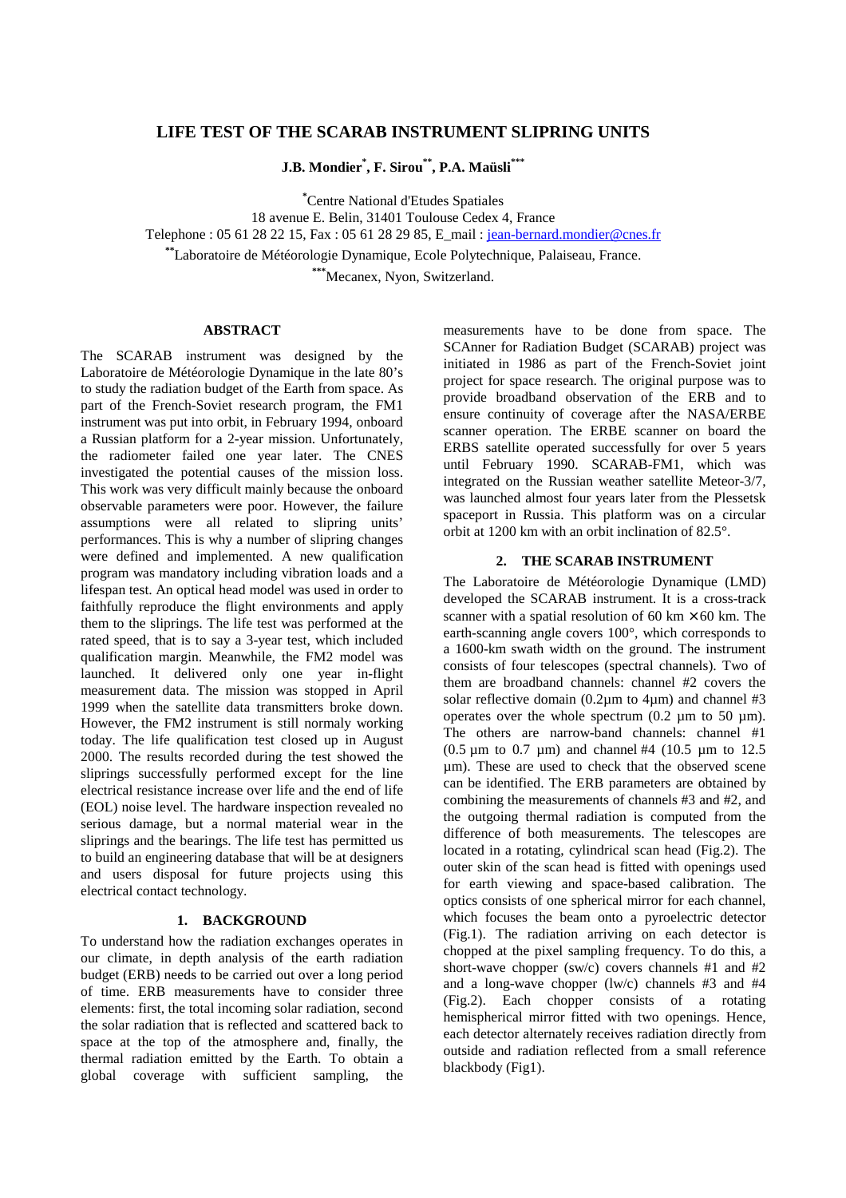# LIFE TEST OF THE SCARAB INSTRUMENT SLIPRING UNITS

**J.B. Mondier[*], F. Sirou[**], P.A. Maüsli[***]**

[*]Centre National d'Etudes Spatiales
18 avenue E. Belin, 31401 Toulouse Cedex 4, France
Telephone : 05 61 28 22 15, Fax : 05 61 28 29 85, E_mail : jean-bernard.mondier@cnes.fr
[**]Laboratoire de Météorologie Dynamique, Ecole Polytechnique, Palaiseau, France.
[***]Mecanex, Nyon, Switzerland.

## ABSTRACT

The SCARAB instrument was designed by the Laboratoire de Météorologie Dynamique in the late 80's to study the radiation budget of the Earth from space. As part of the French-Soviet research program, the FM1 instrument was put into orbit, in February 1994, onboard a Russian platform for a 2-year mission. Unfortunately, the radiometer failed one year later. The CNES investigated the potential causes of the mission loss. This work was very difficult mainly because the onboard observable parameters were poor. However, the failure assumptions were all related to slipring units' performances. This is why a number of slipring changes were defined and implemented. A new qualification program was mandatory including vibration loads and a lifespan test. An optical head model was used in order to faithfully reproduce the flight environments and apply them to the sliprings. The life test was performed at the rated speed, that is to say a 3-year test, which included qualification margin. Meanwhile, the FM2 model was launched. It delivered only one year in-flight measurement data. The mission was stopped in April 1999 when the satellite data transmitters broke down. However, the FM2 instrument is still normaly working today. The life qualification test closed up in August 2000. The results recorded during the test showed the sliprings successfully performed except for the line electrical resistance increase over life and the end of life (EOL) noise level. The hardware inspection revealed no serious damage, but a normal material wear in the sliprings and the bearings. The life test has permitted us to build an engineering database that will be at designers and users disposal for future projects using this electrical contact technology.

## 1. BACKGROUND

To understand how the radiation exchanges operates in our climate, in depth analysis of the earth radiation budget (ERB) needs to be carried out over a long period of time. ERB measurements have to consider three elements: first, the total incoming solar radiation, second the solar radiation that is reflected and scattered back to space at the top of the atmosphere and, finally, the thermal radiation emitted by the Earth. To obtain a global coverage with sufficient sampling, the measurements have to be done from space. The SCAnner for Radiation Budget (SCARAB) project was initiated in 1986 as part of the French-Soviet joint project for space research. The original purpose was to provide broadband observation of the ERB and to ensure continuity of coverage after the NASA/ERBE scanner operation. The ERBE scanner on board the ERBS satellite operated successfully for over 5 years until February 1990. SCARAB-FM1, which was integrated on the Russian weather satellite Meteor-3/7, was launched almost four years later from the Plessetsk spaceport in Russia. This platform was on a circular orbit at 1200 km with an orbit inclination of 82.5°.

## 2. THE SCARAB INSTRUMENT

The Laboratoire de Météorologie Dynamique (LMD) developed the SCARAB instrument. It is a cross-track scanner with a spatial resolution of 60 km × 60 km. The earth-scanning angle covers 100°, which corresponds to a 1600-km swath width on the ground. The instrument consists of four telescopes (spectral channels). Two of them are broadband channels: channel #2 covers the solar reflective domain (0.2µm to 4µm) and channel #3 operates over the whole spectrum (0.2 µm to 50 µm). The others are narrow-band channels: channel #1 (0.5 µm to 0.7 µm) and channel #4 (10.5 µm to 12.5 µm). These are used to check that the observed scene can be identified. The ERB parameters are obtained by combining the measurements of channels #3 and #2, and the outgoing thermal radiation is computed from the difference of both measurements. The telescopes are located in a rotating, cylindrical scan head (Fig.2). The outer skin of the scan head is fitted with openings used for earth viewing and space-based calibration. The optics consists of one spherical mirror for each channel, which focuses the beam onto a pyroelectric detector (Fig.1). The radiation arriving on each detector is chopped at the pixel sampling frequency. To do this, a short-wave chopper (sw/c) covers channels #1 and #2 and a long-wave chopper (lw/c) channels #3 and #4 (Fig.2). Each chopper consists of a rotating hemispherical mirror fitted with two openings. Hence, each detector alternately receives radiation directly from outside and radiation reflected from a small reference blackbody (Fig1).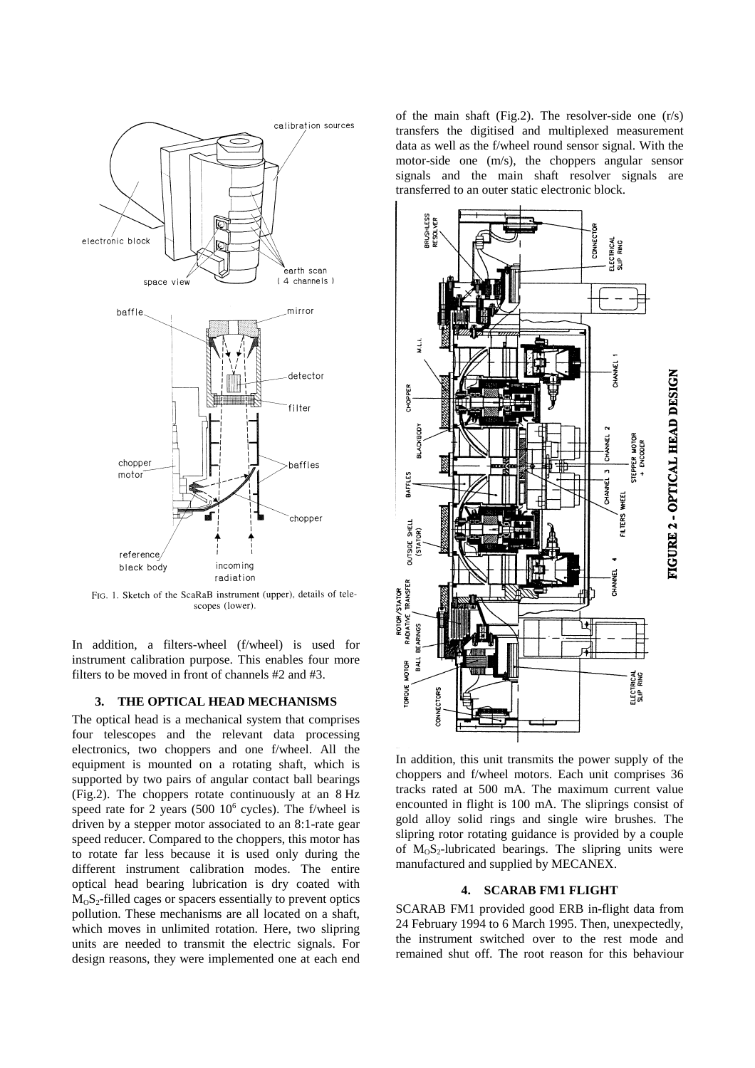FIG. 1. Sketch of the ScaRaB instrument (upper), details of telescopes (lower).

In addition, a filters-wheel (f/wheel) is used for instrument calibration purpose. This enables four more filters to be moved in front of channels #2 and #3.

## 3. THE OPTICAL HEAD MECHANISMS

The optical head is a mechanical system that comprises four telescopes and the relevant data processing electronics, two choppers and one f/wheel. All the equipment is mounted on a rotating shaft, which is supported by two pairs of angular contact ball bearings (Fig.2). The choppers rotate continuously at an 8 Hz speed rate for 2 years (500 $10^6$ cycles). The f/wheel is driven by a stepper motor associated to an 8:1-rate gear speed reducer. Compared to the choppers, this motor has to rotate far less because it is used only during the different instrument calibration modes. The entire optical head bearing lubrication is dry coated with $M_OS_2$-filled cages or spacers essentially to prevent optics pollution. These mechanisms are all located on a shaft, which moves in unlimited rotation. Here, two slipring units are needed to transmit the electric signals. For design reasons, they were implemented one at each end of the main shaft (Fig.2). The resolver-side one (r/s) transfers the digitised and multiplexed measurement data as well as the f/wheel round sensor signal. With the motor-side one (m/s), the choppers angular sensor signals and the main shaft resolver signals are transferred to an outer static electronic block.

FIGURE 2 - OPTICAL HEAD DESIGN

In addition, this unit transmits the power supply of the choppers and f/wheel motors. Each unit comprises 36 tracks rated at 500 mA. The maximum current value encountered in flight is 100 mA. The sliprings consist of gold alloy solid rings and single wire brushes. The slipring rotor rotating guidance is provided by a couple of $M_OS_2$-lubricated bearings. The slipring units were manufactured and supplied by MECANEX.

## 4. SCARAB FM1 FLIGHT

SCARAB FM1 provided good ERB in-flight data from 24 February 1994 to 6 March 1995. Then, unexpectedly, the instrument switched over to the rest mode and remained shut off. The root reason for this behaviour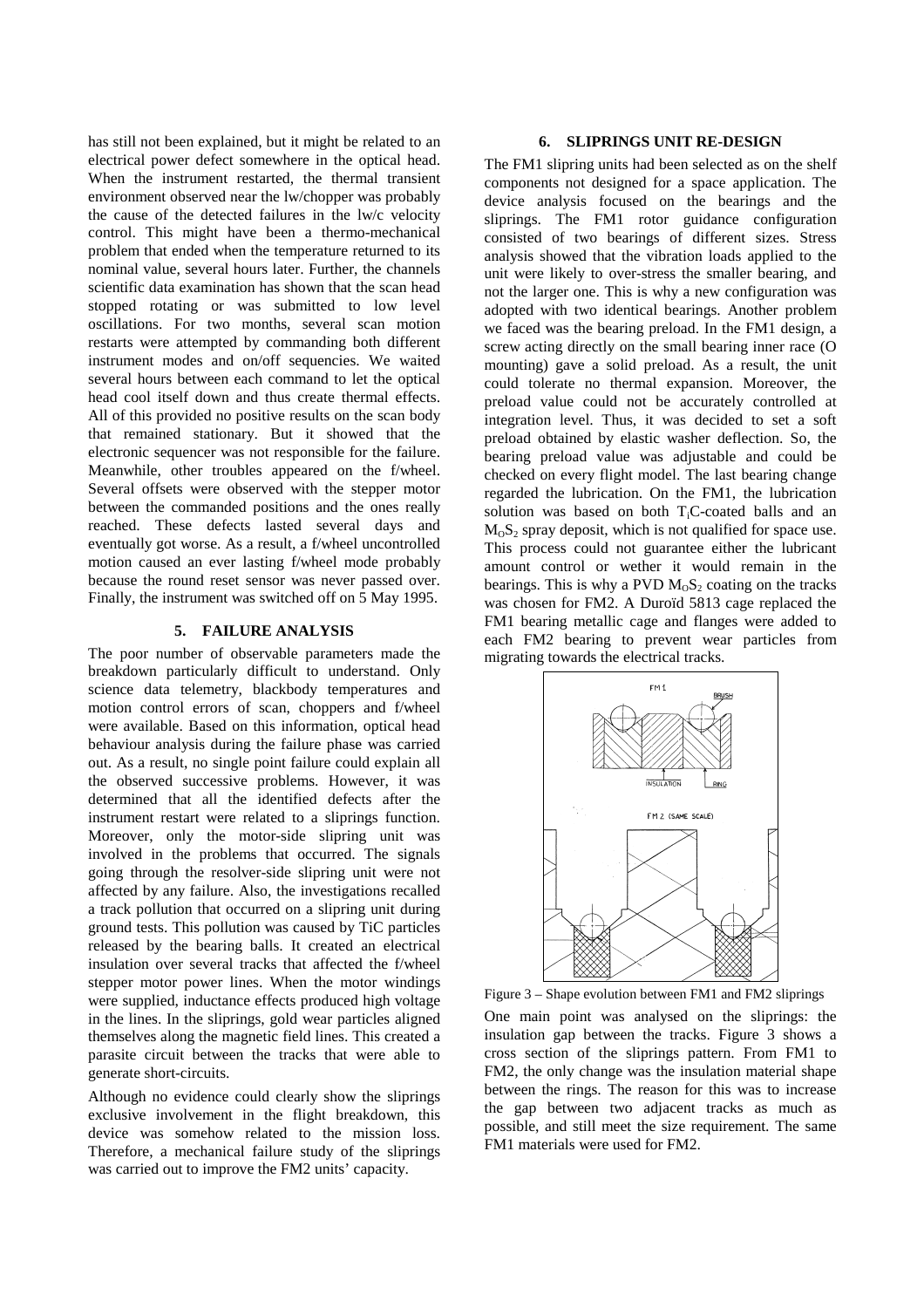has still not been explained, but it might be related to an electrical power defect somewhere in the optical head. When the instrument restarted, the thermal transient environment observed near the lw/chopper was probably the cause of the detected failures in the lw/c velocity control. This might have been a thermo-mechanical problem that ended when the temperature returned to its nominal value, several hours later. Further, the channels scientific data examination has shown that the scan head stopped rotating or was submitted to low level oscillations. For two months, several scan motion restarts were attempted by commanding both different instrument modes and on/off sequencies. We waited several hours between each command to let the optical head cool itself down and thus create thermal effects. All of this provided no positive results on the scan body that remained stationary. But it showed that the electronic sequencer was not responsible for the failure. Meanwhile, other troubles appeared on the f/wheel. Several offsets were observed with the stepper motor between the commanded positions and the ones really reached. These defects lasted several days and eventually got worse. As a result, a f/wheel uncontrolled motion caused an ever lasting f/wheel mode probably because the round reset sensor was never passed over. Finally, the instrument was switched off on 5 May 1995.

## 5. FAILURE ANALYSIS

The poor number of observable parameters made the breakdown particularly difficult to understand. Only science data telemetry, blackbody temperatures and motion control errors of scan, choppers and f/wheel were available. Based on this information, optical head behaviour analysis during the failure phase was carried out. As a result, no single point failure could explain all the observed successive problems. However, it was determined that all the identified defects after the instrument restart were related to a sliprings function. Moreover, only the motor-side slipring unit was involved in the problems that occurred. The signals going through the resolver-side slipring unit were not affected by any failure. Also, the investigations recalled a track pollution that occurred on a slipring unit during ground tests. This pollution was caused by TiC particles released by the bearing balls. It created an electrical insulation over several tracks that affected the f/wheel stepper motor power lines. When the motor windings were supplied, inductance effects produced high voltage in the lines. In the sliprings, gold wear particles aligned themselves along the magnetic field lines. This created a parasite circuit between the tracks that were able to generate short-circuits.

Although no evidence could clearly show the sliprings exclusive involvement in the flight breakdown, this device was somehow related to the mission loss. Therefore, a mechanical failure study of the sliprings was carried out to improve the FM2 units' capacity.

## 6. SLIPRINGS UNIT RE-DESIGN

The FM1 slipring units had been selected as on the shelf components not designed for a space application. The device analysis focused on the bearings and the sliprings. The FM1 rotor guidance configuration consisted of two bearings of different sizes. Stress analysis showed that the vibration loads applied to the unit were likely to over-stress the smaller bearing, and not the larger one. This is why a new configuration was adopted with two identical bearings. Another problem we faced was the bearing preload. In the FM1 design, a screw acting directly on the small bearing inner race (O mounting) gave a solid preload. As a result, the unit could tolerate no thermal expansion. Moreover, the preload value could not be accurately controlled at integration level. Thus, it was decided to set a soft preload obtained by elastic washer deflection. So, the bearing preload value was adjustable and could be checked on every flight model. The last bearing change regarded the lubrication. On the FM1, the lubrication solution was based on both $T_iC$-coated balls and an $M_OS_2$ spray deposit, which is not qualified for space use. This process could not guarantee either the lubricant amount control or wether it would remain in the bearings. This is why a PVD $M_OS_2$ coating on the tracks was chosen for FM2. A Duroïd 5813 cage replaced the FM1 bearing metallic cage and flanges were added to each FM2 bearing to prevent wear particles from migrating towards the electrical tracks.

Figure 3 – Shape evolution between FM1 and FM2 sliprings

One main point was analysed on the sliprings: the insulation gap between the tracks. Figure 3 shows a cross section of the sliprings pattern. From FM1 to FM2, the only change was the insulation material shape between the rings. The reason for this was to increase the gap between two adjacent tracks as much as possible, and still meet the size requirement. The same FM1 materials were used for FM2.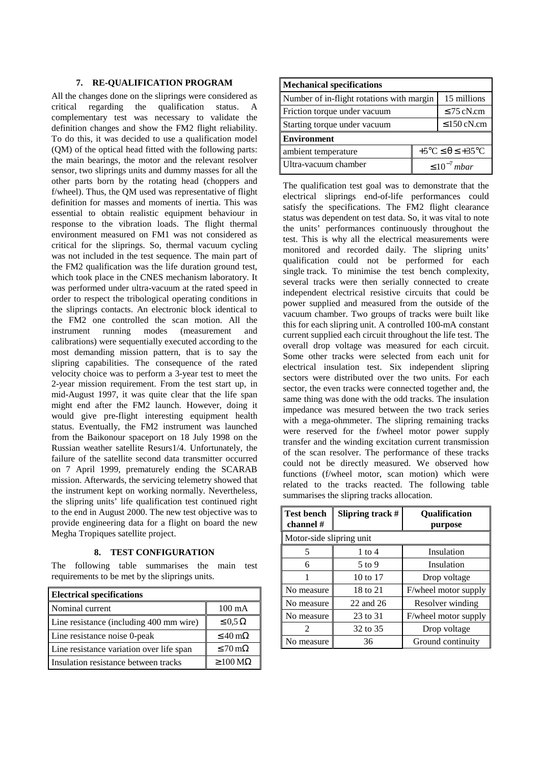## 7. RE-QUALIFICATION PROGRAM

All the changes done on the sliprings were considered as critical regarding the qualification status. A complementary test was necessary to validate the definition changes and show the FM2 flight reliability. To do this, it was decided to use a qualification model (QM) of the optical head fitted with the following parts: the main bearings, the motor and the relevant resolver sensor, two sliprings units and dummy masses for all the other parts born by the rotating head (choppers and f/wheel). Thus, the QM used was representative of flight definition for masses and moments of inertia. This was essential to obtain realistic equipment behaviour in response to the vibration loads. The flight thermal environment measured on FM1 was not considered as critical for the sliprings. So, thermal vacuum cycling was not included in the test sequence. The main part of the FM2 qualification was the life duration ground test, which took place in the CNES mechanism laboratory. It was performed under ultra-vacuum at the rated speed in order to respect the tribological operating conditions in the sliprings contacts. An electronic block identical to the FM2 one controlled the scan motion. All the instrument running modes (measurement and calibrations) were sequentially executed according to the most demanding mission pattern, that is to say the slipring capabilities. The consequence of the rated velocity choice was to perform a 3-year test to meet the 2-year mission requirement. From the test start up, in mid-August 1997, it was quite clear that the life span might end after the FM2 launch. However, doing it would give pre-flight interesting equipment health status. Eventually, the FM2 instrument was launched from the Baikonour spaceport on 18 July 1998 on the Russian weather satellite Resurs1/4. Unfortunately, the failure of the satellite second data transmitter occurred on 7 April 1999, prematurely ending the SCARAB mission. Afterwards, the servicing telemetry showed that the instrument kept on working normally. Nevertheless, the slipring units' life qualification test continued right to the end in August 2000. The new test objective was to provide engineering data for a flight on board the new Megha Tropiques satellite project.

## 8. TEST CONFIGURATION

The following table summarises the main test requirements to be met by the sliprings units.

| **Electrical specifications** | |
|---|---|
| Nominal current | 100 mA |
| Line resistance (including 400 mm wire) | $\leq 0{,}5\ \Omega$ |
| Line resistance noise 0-peak | $\leq 40\ \text{m}\Omega$ |
| Line resistance variation over life span | $\leq 70\ \text{m}\Omega$ |
| Insulation resistance between tracks | $\geq 100\ \text{M}\Omega$ |

| **Mechanical specifications** | |
|---|---|
| Number of in-flight rotations with margin | 15 millions |
| Friction torque under vacuum | $\leq 75$ cN.cm |
| Starting torque under vacuum | $\leq 150$ cN.cm |
| **Environment** | |
| ambient temperature | $+5°C \leq \theta \leq +35°C$ |
| Ultra-vacuum chamber | $\leq 10^{-7}\ mbar$ |

The qualification test goal was to demonstrate that the electrical sliprings end-of-life performances could satisfy the specifications. The FM2 flight clearance status was dependent on test data. So, it was vital to note the units' performances continuously throughout the test. This is why all the electrical measurements were monitored and recorded daily. The slipring units' qualification could not be performed for each single track. To minimise the test bench complexity, several tracks were then serially connected to create independent electrical resistive circuits that could be power supplied and measured from the outside of the vacuum chamber. Two groups of tracks were built like this for each slipring unit. A controlled 100-mA constant current supplied each circuit throughout the life test. The overall drop voltage was measured for each circuit. Some other tracks were selected from each unit for electrical insulation test. Six independent slipring sectors were distributed over the two units. For each sector, the even tracks were connected together and, the same thing was done with the odd tracks. The insulation impedance was mesured between the two track series with a mega-ohmmeter. The slipring remaining tracks were reserved for the f/wheel motor power supply transfer and the winding excitation current transmission of the scan resolver. The performance of these tracks could not be directly measured. We observed how functions (f/wheel motor, scan motion) which were related to the tracks reacted. The following table summarises the slipring tracks allocation.

| Test bench channel # | Slipring track # | Qualification purpose |
|---|---|---|
| Motor-side slipring unit | | |
| 5 | 1 to 4 | Insulation |
| 6 | 5 to 9 | Insulation |
| 1 | 10 to 17 | Drop voltage |
| No measure | 18 to 21 | F/wheel motor supply |
| No measure | 22 and 26 | Resolver winding |
| No measure | 23 to 31 | F/wheel motor supply |
| 2 | 32 to 35 | Drop voltage |
| No measure | 36 | Ground continuity |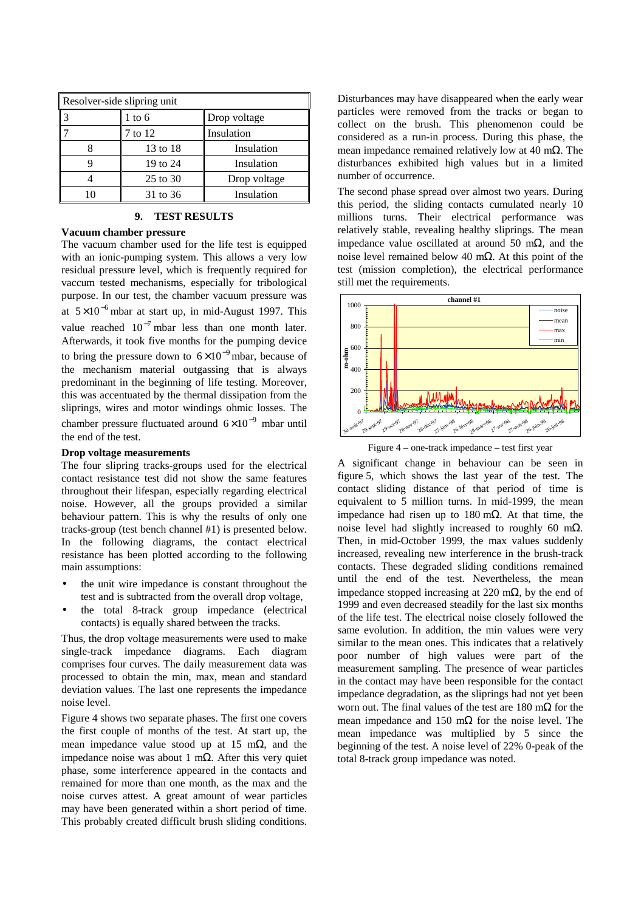| Resolver-side slipring unit | | |
|---|---|---|
| 3 | 1 to 6 | Drop voltage |
| 7 | 7 to 12 | Insulation |
| 8 | 13 to 18 | Insulation |
| 9 | 19 to 24 | Insulation |
| 4 | 25 to 30 | Drop voltage |
| 10 | 31 to 36 | Insulation |

## 9. TEST RESULTS

### Vacuum chamber pressure

The vacuum chamber used for the life test is equipped with an ionic-pumping system. This allows a very low residual pressure level, which is frequently required for vaccum tested mechanisms, especially for tribological purpose. In our test, the chamber vacuum pressure was at $5\times10^{-6}$ mbar at start up, in mid-August 1997. This value reached $10^{-7}$ mbar less than one month later. Afterwards, it took five months for the pumping device to bring the pressure down to $6\times10^{-9}$ mbar, because of the mechanism material outgassing that is always predominant in the beginning of life testing. Moreover, this was accentuated by the thermal dissipation from the sliprings, wires and motor windings ohmic losses. The chamber pressure fluctuated around $6\times10^{-9}$ mbar until the end of the test.

### Drop voltage measurements

The four slipring tracks-groups used for the electrical contact resistance test did not show the same features throughout their lifespan, especially regarding electrical noise. However, all the groups provided a similar behaviour pattern. This is why the results of only one tracks-group (test bench channel #1) is presented below. In the following diagrams, the contact electrical resistance has been plotted according to the following main assumptions:

- the unit wire impedance is constant throughout the test and is subtracted from the overall drop voltage,
- the total 8-track group impedance (electrical contacts) is equally shared between the tracks.

Thus, the drop voltage measurements were used to make single-track impedance diagrams. Each diagram comprises four curves. The daily measurement data was processed to obtain the min, max, mean and standard deviation values. The last one represents the impedance noise level.

Figure 4 shows two separate phases. The first one covers the first couple of months of the test. At start up, the mean impedance value stood up at 15 mΩ, and the impedance noise was about 1 mΩ. After this very quiet phase, some interference appeared in the contacts and remained for more than one month, as the max and the noise curves attest. A great amount of wear particles may have been generated within a short period of time. This probably created difficult brush sliding conditions. Disturbances may have disappeared when the early wear particles were removed from the tracks or began to collect on the brush. This phenomenon could be considered as a run-in process. During this phase, the mean impedance remained relatively low at 40 mΩ. The disturbances exhibited high values but in a limited number of occurrence.

The second phase spread over almost two years. During this period, the sliding contacts cumulated nearly 10 millions turns. Their electrical performance was relatively stable, revealing healthy sliprings. The mean impedance value oscillated at around 50 mΩ, and the noise level remained below 40 mΩ. At this point of the test (mission completion), the electrical performance still met the requirements.

Figure 4 – one-track impedance – test first year

A significant change in behaviour can be seen in figure 5, which shows the last year of the test. The contact sliding distance of that period of time is equivalent to 5 million turns. In mid-1999, the mean impedance had risen up to 180 mΩ. At that time, the noise level had slightly increased to roughly 60 mΩ. Then, in mid-October 1999, the max values suddenly increased, revealing new interference in the brush-track contacts. These degraded sliding conditions remained until the end of the test. Nevertheless, the mean impedance stopped increasing at 220 mΩ, by the end of 1999 and even decreased steadily for the last six months of the life test. The electrical noise closely followed the same evolution. In addition, the min values were very similar to the mean ones. This indicates that a relatively poor number of high values were part of the measurement sampling. The presence of wear particles in the contact may have been responsible for the contact impedance degradation, as the sliprings had not yet been worn out. The final values of the test are 180 mΩ for the mean impedance and 150 mΩ for the noise level. The mean impedance was multiplied by 5 since the beginning of the test. A noise level of 22% 0-peak of the total 8-track group impedance was noted.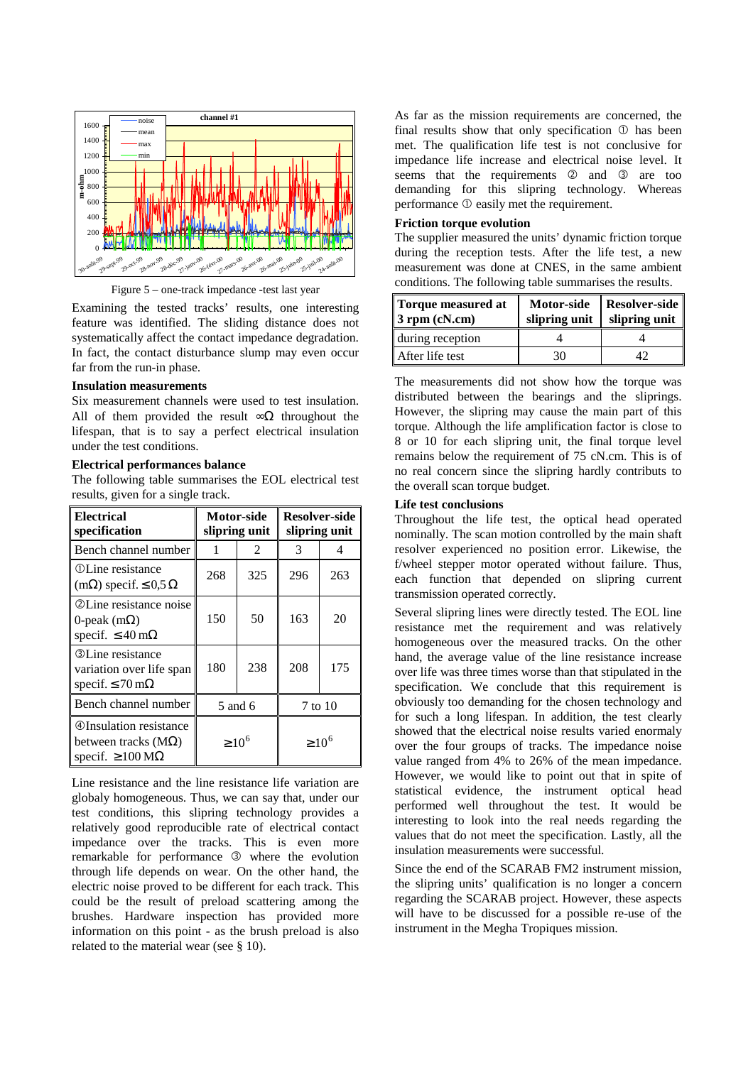Figure 5 – one-track impedance -test last year

Examining the tested tracks' results, one interesting feature was identified. The sliding distance does not systematically affect the contact impedance degradation. In fact, the contact disturbance slump may even occur far from the run-in phase.

**Insulation measurements**

Six measurement channels were used to test insulation. All of them provided the result ∞Ω throughout the lifespan, that is to say a perfect electrical insulation under the test conditions.

**Electrical performances balance**

The following table summarises the EOL electrical test results, given for a single track.

| Electrical specification | Motor-side slipring unit | | Resolver-side slipring unit | |
|---|---|---|---|---|
| Bench channel number | 1 | 2 | 3 | 4 |
| ①Line resistance (mΩ) specif. ≤0,5 Ω | 268 | 325 | 296 | 263 |
| ②Line resistance noise 0-peak (mΩ) specif. ≤40 mΩ | 150 | 50 | 163 | 20 |
| ③Line resistance variation over life span specif. ≤70 mΩ | 180 | 238 | 208 | 175 |
| Bench channel number | 5 and 6 | | 7 to 10 | |
| ④Insulation resistance between tracks (MΩ) specif. ≥100 MΩ | $\geq 10^6$ | | $\geq 10^6$ | |

Line resistance and the line resistance life variation are globaly homogeneous. Thus, we can say that, under our test conditions, this slipring technology provides a relatively good reproducible rate of electrical contact impedance over the tracks. This is even more remarkable for performance ③ where the evolution through life depends on wear. On the other hand, the electric noise proved to be different for each track. This could be the result of preload scattering among the brushes. Hardware inspection has provided more information on this point - as the brush preload is also related to the material wear (see § 10).

As far as the mission requirements are concerned, the final results show that only specification ① has been met. The qualification life test is not conclusive for impedance life increase and electrical noise level. It seems that the requirements ② and ③ are too demanding for this slipring technology. Whereas performance ① easily met the requirement.

**Friction torque evolution**

The supplier measured the units' dynamic friction torque during the reception tests. After the life test, a new measurement was done at CNES, in the same ambient conditions. The following table summarises the results.

| Torque measured at 3 rpm (cN.cm) | Motor-side slipring unit | Resolver-side slipring unit |
|---|---|---|
| during reception | 4 | 4 |
| After life test | 30 | 42 |

The measurements did not show how the torque was distributed between the bearings and the sliprings. However, the slipring may cause the main part of this torque. Although the life amplification factor is close to 8 or 10 for each slipring unit, the final torque level remains below the requirement of 75 cN.cm. This is of no real concern since the slipring hardly contributes to the overall scan torque budget.

**Life test conclusions**

Throughout the life test, the optical head operated nominally. The scan motion controlled by the main shaft resolver experienced no position error. Likewise, the f/wheel stepper motor operated without failure. Thus, each function that depended on slipring current transmission operated correctly.

Several slipring lines were directly tested. The EOL line resistance met the requirement and was relatively homogeneous over the measured tracks. On the other hand, the average value of the line resistance increase over life was three times worse than that stipulated in the specification. We conclude that this requirement is obviously too demanding for the chosen technology and for such a long lifespan. In addition, the test clearly showed that the electrical noise results varied enormaly over the four groups of tracks. The impedance noise value ranged from 4% to 26% of the mean impedance. However, we would like to point out that in spite of statistical evidence, the instrument optical head performed well throughout the test. It would be interesting to look into the real needs regarding the values that do not meet the specification. Lastly, all the insulation measurements were successful.

Since the end of the SCARAB FM2 instrument mission, the slipring units' qualification is no longer a concern regarding the SCARAB project. However, these aspects will have to be discussed for a possible re-use of the instrument in the Megha Tropiques mission.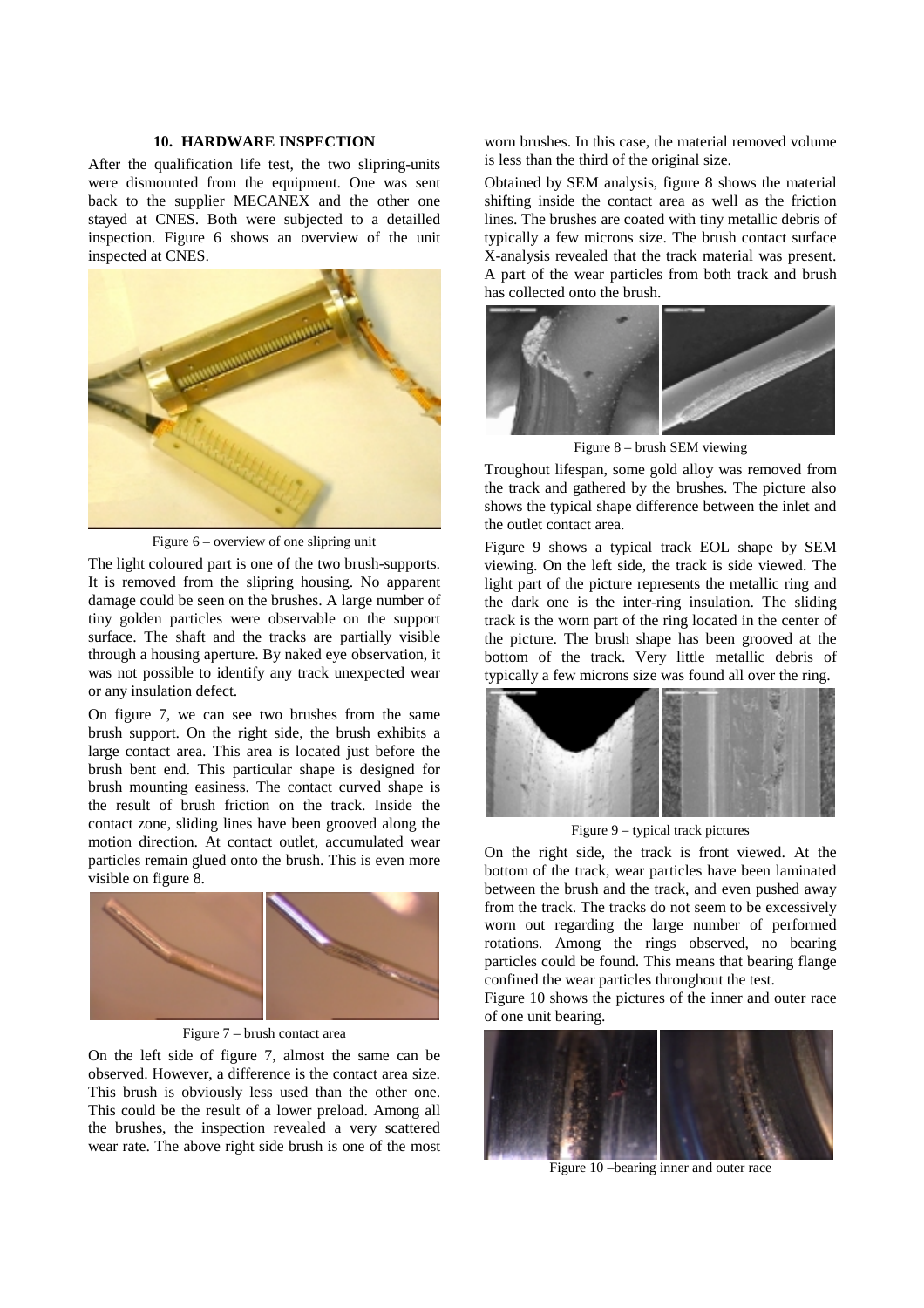## 10. HARDWARE INSPECTION

After the qualification life test, the two slipring-units were dismounted from the equipment. One was sent back to the supplier MECANEX and the other one stayed at CNES. Both were subjected to a detailled inspection. Figure 6 shows an overview of the unit inspected at CNES.

Figure 6 – overview of one slipring unit

The light coloured part is one of the two brush-supports. It is removed from the slipring housing. No apparent damage could be seen on the brushes. A large number of tiny golden particles were observable on the support surface. The shaft and the tracks are partially visible through a housing aperture. By naked eye observation, it was not possible to identify any track unexpected wear or any insulation defect.

On figure 7, we can see two brushes from the same brush support. On the right side, the brush exhibits a large contact area. This area is located just before the brush bent end. This particular shape is designed for brush mounting easiness. The contact curved shape is the result of brush friction on the track. Inside the contact zone, sliding lines have been grooved along the motion direction. At contact outlet, accumulated wear particles remain glued onto the brush. This is even more visible on figure 8.

Figure 7 – brush contact area

On the left side of figure 7, almost the same can be observed. However, a difference is the contact area size. This brush is obviously less used than the other one. This could be the result of a lower preload. Among all the brushes, the inspection revealed a very scattered wear rate. The above right side brush is one of the most worn brushes. In this case, the material removed volume is less than the third of the original size.

Obtained by SEM analysis, figure 8 shows the material shifting inside the contact area as well as the friction lines. The brushes are coated with tiny metallic debris of typically a few microns size. The brush contact surface X-analysis revealed that the track material was present. A part of the wear particles from both track and brush has collected onto the brush.

Figure 8 – brush SEM viewing

Troughout lifespan, some gold alloy was removed from the track and gathered by the brushes. The picture also shows the typical shape difference between the inlet and the outlet contact area.

Figure 9 shows a typical track EOL shape by SEM viewing. On the left side, the track is side viewed. The light part of the picture represents the metallic ring and the dark one is the inter-ring insulation. The sliding track is the worn part of the ring located in the center of the picture. The brush shape has been grooved at the bottom of the track. Very little metallic debris of typically a few microns size was found all over the ring.

Figure 9 – typical track pictures

On the right side, the track is front viewed. At the bottom of the track, wear particles have been laminated between the brush and the track, and even pushed away from the track. The tracks do not seem to be excessively worn out regarding the large number of performed rotations. Among the rings observed, no bearing particles could be found. This means that bearing flange confined the wear particles throughout the test.

Figure 10 shows the pictures of the inner and outer race of one unit bearing.

Figure 10 –bearing inner and outer race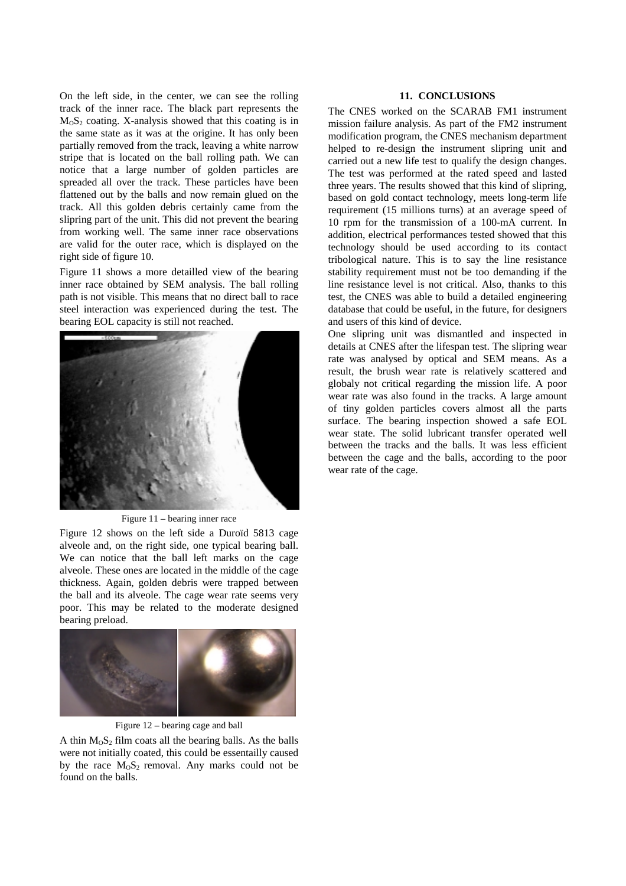On the left side, in the center, we can see the rolling track of the inner race. The black part represents the $M_OS_2$ coating. X-analysis showed that this coating is in the same state as it was at the origine. It has only been partially removed from the track, leaving a white narrow stripe that is located on the ball rolling path. We can notice that a large number of golden particles are spreaded all over the track. These particles have been flattened out by the balls and now remain glued on the track. All this golden debris certainly came from the slipring part of the unit. This did not prevent the bearing from working well. The same inner race observations are valid for the outer race, which is displayed on the right side of figure 10.

Figure 11 shows a more detailled view of the bearing inner race obtained by SEM analysis. The ball rolling path is not visible. This means that no direct ball to race steel interaction was experienced during the test. The bearing EOL capacity is still not reached.

Figure 11 – bearing inner race

Figure 12 shows on the left side a Duroïd 5813 cage alveole and, on the right side, one typical bearing ball. We can notice that the ball left marks on the cage alveole. These ones are located in the middle of the cage thickness. Again, golden debris were trapped between the ball and its alveole. The cage wear rate seems very poor. This may be related to the moderate designed bearing preload.

Figure 12 – bearing cage and ball

A thin $M_OS_2$ film coats all the bearing balls. As the balls were not initially coated, this could be essentailly caused by the race $M_OS_2$ removal. Any marks could not be found on the balls.

## 11. CONCLUSIONS

The CNES worked on the SCARAB FM1 instrument mission failure analysis. As part of the FM2 instrument modification program, the CNES mechanism department helped to re-design the instrument slipring unit and carried out a new life test to qualify the design changes. The test was performed at the rated speed and lasted three years. The results showed that this kind of slipring, based on gold contact technology, meets long-term life requirement (15 millions turns) at an average speed of 10 rpm for the transmission of a 100-mA current. In addition, electrical performances tested showed that this technology should be used according to its contact tribological nature. This is to say the line resistance stability requirement must not be too demanding if the line resistance level is not critical. Also, thanks to this test, the CNES was able to build a detailed engineering database that could be useful, in the future, for designers and users of this kind of device.

One slipring unit was dismantled and inspected in details at CNES after the lifespan test. The slipring wear rate was analysed by optical and SEM means. As a result, the brush wear rate is relatively scattered and globaly not critical regarding the mission life. A poor wear rate was also found in the tracks. A large amount of tiny golden particles covers almost all the parts surface. The bearing inspection showed a safe EOL wear state. The solid lubricant transfer operated well between the tracks and the balls. It was less efficient between the cage and the balls, according to the poor wear rate of the cage.